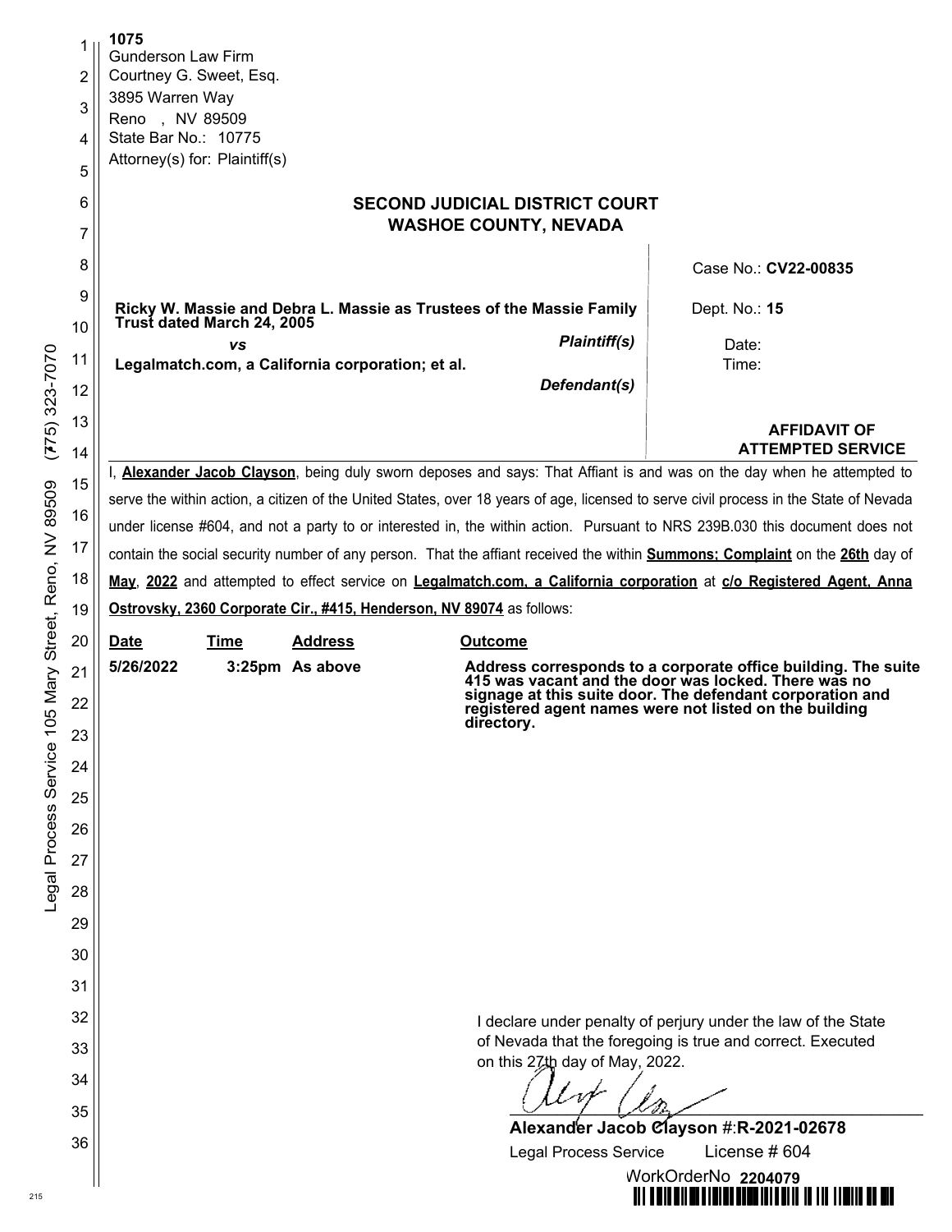1075
Gunderson Law Firm
Courtney G. Sweet, Esq.
3895 Warren Way
Reno , NV 89509
State Bar No.: 10775
Attorney(s) for: Plaintiff(s)

## SECOND JUDICIAL DISTRICT COURT
## WASHOE COUNTY, NEVADA

| | |
|---|---|
| **Ricky W. Massie and Debra L. Massie as Trustees of the Massie Family Trust dated March 24, 2005** *Plaintiff(s)* *vs* **Legalmatch.com, a California corporation; et al.** *Defendant(s)* | Case No.: **CV22-00835** Dept. No.: **15** Date: Time: |

**AFFIDAVIT OF ATTEMPTED SERVICE**

I, **Alexander Jacob Clayson**, being duly sworn deposes and says: That Affiant is and was on the day when he attempted to serve the within action, a citizen of the United States, over 18 years of age, licensed to serve civil process in the State of Nevada under license #604, and not a party to or interested in, the within action. Pursuant to NRS 239B.030 this document does not contain the social security number of any person. That the affiant received the within **Summons; Complaint** on the **26th** day of **May**, **2022** and attempted to effect service on **Legalmatch.com, a California corporation** at **c/o Registered Agent, Anna Ostrovsky, 2360 Corporate Cir., #415, Henderson, NV 89074** as follows:

| Date | Time | Address | Outcome |
|---|---|---|---|
| 5/26/2022 | 3:25pm | As above | Address corresponds to a corporate office building. The suite 415 was vacant and the door was locked. There was no signage at this suite door. The defendant corporation and registered agent names were not listed on the building directory. |

I declare under penalty of perjury under the law of the State of Nevada that the foregoing is true and correct. Executed on this 27th day of May, 2022.

**Alexander Jacob Clayson** #:**R-2021-02678**
Legal Process Service License # 604

WorkOrderNo **2204079**

Legal Process Service 105 Mary Street, Reno, NV 89509 (775) 323-7070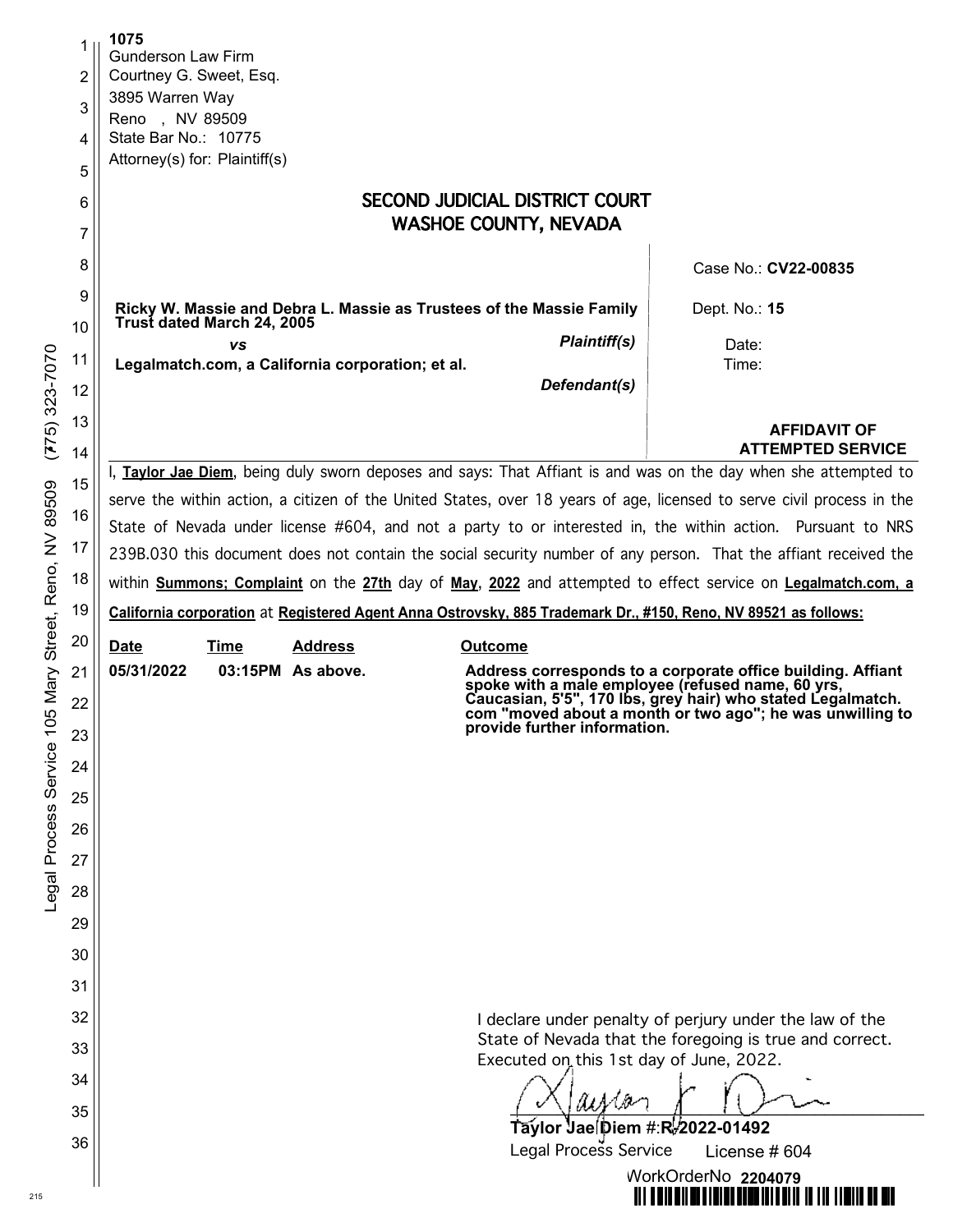1075
Gunderson Law Firm
Courtney G. Sweet, Esq.
3895 Warren Way
Reno , NV 89509
State Bar No.: 10775
Attorney(s) for: Plaintiff(s)

# SECOND JUDICIAL DISTRICT COURT
# WASHOE COUNTY, NEVADA

**Ricky W. Massie and Debra L. Massie as Trustees of the Massie Family Trust dated March 24, 2005**

***vs*** ***Plaintiff(s)***

**Legalmatch.com, a California corporation; et al.**

***Defendant(s)***

Case No.: **CV22-00835**

Dept. No.: **15**

Date:
Time:

**AFFIDAVIT OF ATTEMPTED SERVICE**

I, **Taylor Jae Diem**, being duly sworn deposes and says: That Affiant is and was on the day when she attempted to serve the within action, a citizen of the United States, over 18 years of age, licensed to serve civil process in the State of Nevada under license #604, and not a party to or interested in, the within action. Pursuant to NRS 239B.030 this document does not contain the social security number of any person. That the affiant received the within **Summons; Complaint** on the **27th** day of **May**, **2022** and attempted to effect service on **Legalmatch.com, a California corporation** at **Registered Agent Anna Ostrovsky, 885 Trademark Dr., #150, Reno, NV 89521 as follows:**

| Date | Time | Address | Outcome |
|---|---|---|---|
| 05/31/2022 | 03:15PM | As above. | Address corresponds to a corporate office building. Affiant spoke with a male employee (refused name, 60 yrs, Caucasian, 5'5", 170 lbs, grey hair) who stated Legalmatch.com "moved about a month or two ago"; he was unwilling to provide further information. |

I declare under penalty of perjury under the law of the State of Nevada that the foregoing is true and correct. Executed on this 1st day of June, 2022.

Taylor Jae Diem #:R-2022-01492
Legal Process Service License # 604
WorkOrderNo 2204079